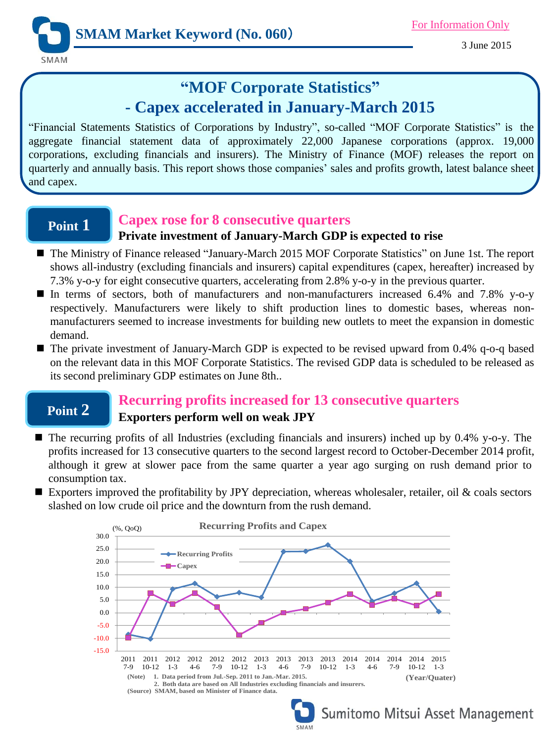SMAM Market Keyword (No. 060）

For Information Only

3 June 2015

# "MOF Corporate Statistics" - Capex accelerated in January-March 2015

"Financial Statements Statistics of Corporations by Industry", so-called "MOF Corporate Statistics" is the aggregate financial statement data of approximately 22,000 Japanese corporations (approx. 19,000 corporations, excluding financials and insurers). The Ministry of Finance (MOF) releases the report on quarterly and annually basis. This report shows those companies' sales and profits growth, latest balance sheet and capex.

## Point 1

### Capex rose for 8 consecutive quarters

**Private investment of January-March GDP is expected to rise**

- The Ministry of Finance released "January-March 2015 MOF Corporate Statistics" on June 1st. The report shows all-industry (excluding financials and insurers) capital expenditures (capex, hereafter) increased by 7.3% y-o-y for eight consecutive quarters, accelerating from 2.8% y-o-y in the previous quarter.
- In terms of sectors, both of manufacturers and non-manufacturers increased 6.4% and 7.8% y-o-y respectively. Manufacturers were likely to shift production lines to domestic bases, whereas non-manufacturers seemed to increase investments for building new outlets to meet the expansion in domestic demand.
- The private investment of January-March GDP is expected to be revised upward from 0.4% q-o-q based on the relevant data in this MOF Corporate Statistics. The revised GDP data is scheduled to be released as its second preliminary GDP estimates on June 8th..

## Point 2

### Recurring profits increased for 13 consecutive quarters

**Exporters perform well on weak JPY**

- The recurring profits of all Industries (excluding financials and insurers) inched up by 0.4% y-o-y. The profits increased for 13 consecutive quarters to the second largest record to October-December 2014 profit, although it grew at slower pace from the same quarter a year ago surging on rush demand prior to consumption tax.
- Exporters improved the profitability by JPY depreciation, whereas wholesaler, retailer, oil & coals sectors slashed on low crude oil price and the downturn from the rush demand.

**Recurring Profits and Capex**

(%, QoQ)

| (Year/Quater) | Recurring Profits | Capex |
|---|---|---|
| 2011 7-9 | -8.6 | -9.7 |
| 2011 10-12 | -10.3 | 7.7 |
| 2012 1-3 | 9.3 | 3.4 |
| 2012 4-6 | 11.5 | 7.7 |
| 2012 7-9 | 6.2 | 2.2 |
| 2012 10-12 | 7.9 | -8.7 |
| 2013 1-3 | 6.0 | -3.9 |
| 2013 4-6 | 24.0 | 0.0 |
| 2013 7-9 | 24.1 | 1.5 |
| 2013 10-12 | 26.6 | 4.0 |
| 2014 1-3 | 20.1 | 7.3 |
| 2014 4-6 | 4.5 | 3.0 |
| 2014 7-9 | 7.6 | 5.5 |
| 2014 10-12 | 11.6 | 2.8 |
| 2015 1-3 | 0.4 | 7.3 |

(Note) 1. Data period from Jul.-Sep. 2011 to Jan.-Mar. 2015.
2. Both data are based on All Industries excluding financials and insurers.
(Source) SMAM, based on Minister of Finance data.

Sumitomo Mitsui Asset Management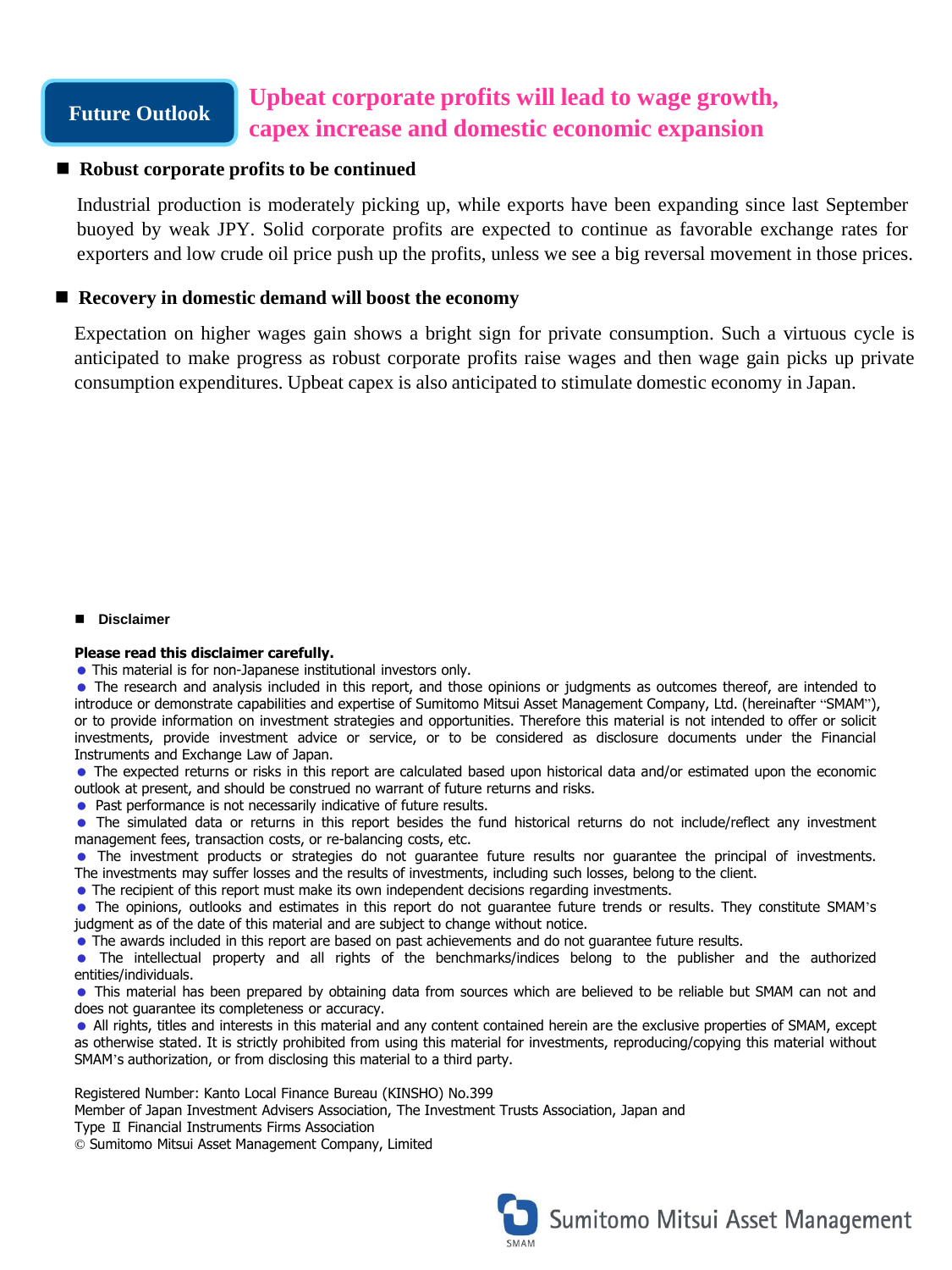## Future Outlook

## Upbeat corporate profits will lead to wage growth, capex increase and domestic economic expansion

### ■ Robust corporate profits to be continued

Industrial production is moderately picking up, while exports have been expanding since last September buoyed by weak JPY. Solid corporate profits are expected to continue as favorable exchange rates for exporters and low crude oil price push up the profits, unless we see a big reversal movement in those prices.

### ■ Recovery in domestic demand will boost the economy

Expectation on higher wages gain shows a bright sign for private consumption. Such a virtuous cycle is anticipated to make progress as robust corporate profits raise wages and then wage gain picks up private consumption expenditures. Upbeat capex is also anticipated to stimulate domestic economy in Japan.

### ■ Disclaimer

**Please read this disclaimer carefully.**

- This material is for non-Japanese institutional investors only.
- The research and analysis included in this report, and those opinions or judgments as outcomes thereof, are intended to introduce or demonstrate capabilities and expertise of Sumitomo Mitsui Asset Management Company, Ltd. (hereinafter "SMAM"), or to provide information on investment strategies and opportunities. Therefore this material is not intended to offer or solicit investments, provide investment advice or service, or to be considered as disclosure documents under the Financial Instruments and Exchange Law of Japan.
- The expected returns or risks in this report are calculated based upon historical data and/or estimated upon the economic outlook at present, and should be construed no warrant of future returns and risks.
- Past performance is not necessarily indicative of future results.
- The simulated data or returns in this report besides the fund historical returns do not include/reflect any investment management fees, transaction costs, or re-balancing costs, etc.
- The investment products or strategies do not guarantee future results nor guarantee the principal of investments. The investments may suffer losses and the results of investments, including such losses, belong to the client.
- The recipient of this report must make its own independent decisions regarding investments.
- The opinions, outlooks and estimates in this report do not guarantee future trends or results. They constitute SMAM's judgment as of the date of this material and are subject to change without notice.
- The awards included in this report are based on past achievements and do not guarantee future results.
- The intellectual property and all rights of the benchmarks/indices belong to the publisher and the authorized entities/individuals.
- This material has been prepared by obtaining data from sources which are believed to be reliable but SMAM can not and does not guarantee its completeness or accuracy.
- All rights, titles and interests in this material and any content contained herein are the exclusive properties of SMAM, except as otherwise stated. It is strictly prohibited from using this material for investments, reproducing/copying this material without SMAM's authorization, or from disclosing this material to a third party.

Registered Number: Kanto Local Finance Bureau (KINSHO) No.399
Member of Japan Investment Advisers Association, The Investment Trusts Association, Japan and Type Ⅱ Financial Instruments Firms Association
© Sumitomo Mitsui Asset Management Company, Limited

SMAM Sumitomo Mitsui Asset Management